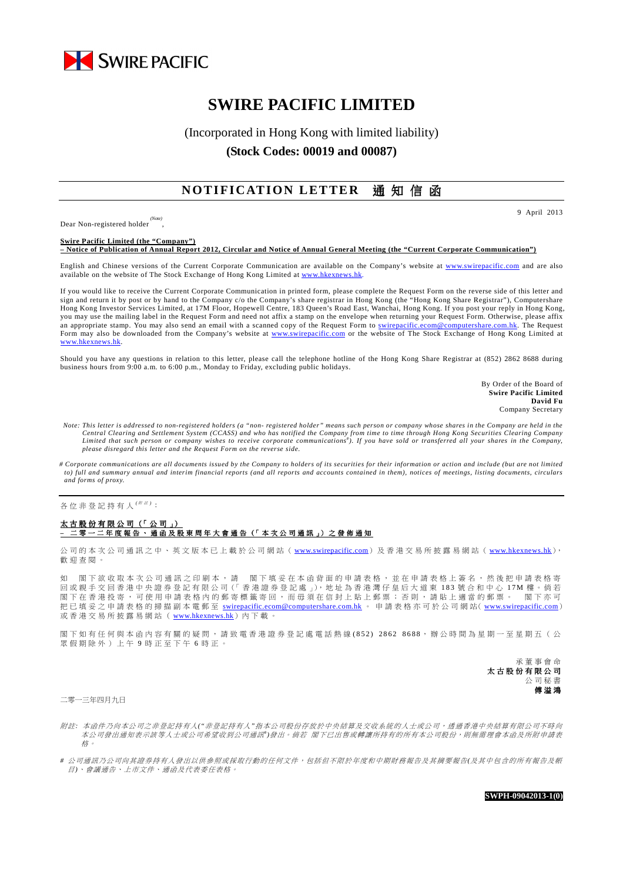SWIRE PACIFIC

# SWIRE PACIFIC LIMITED

(Incorporated in Hong Kong with limited liability)

**(Stock Codes: 00019 and 00087)**

## NOTIFICATION LETTER 通知信函

9 April 2013

Dear Non-registered holder [(Note)],

**Swire Pacific Limited (the "Company")**
**– Notice of Publication of Annual Report 2012, Circular and Notice of Annual General Meeting (the "Current Corporate Communication")**

English and Chinese versions of the Current Corporate Communication are available on the Company's website at www.swirepacific.com and are also available on the website of The Stock Exchange of Hong Kong Limited at www.hkexnews.hk.

If you would like to receive the Current Corporate Communication in printed form, please complete the Request Form on the reverse side of this letter and sign and return it by post or by hand to the Company c/o the Company's share registrar in Hong Kong (the "Hong Kong Share Registrar"), Computershare Hong Kong Investor Services Limited, at 17M Floor, Hopewell Centre, 183 Queen's Road East, Wanchai, Hong Kong. If you post your reply in Hong Kong, you may use the mailing label in the Request Form and need not affix a stamp on the envelope when returning your Request Form. Otherwise, please affix an appropriate stamp. You may also send an email with a scanned copy of the Request Form to swirepacific.ecom@computershare.com.hk. The Request Form may also be downloaded from the Company's website at www.swirepacific.com or the website of The Stock Exchange of Hong Kong Limited at www.hkexnews.hk.

Should you have any questions in relation to this letter, please call the telephone hotline of the Hong Kong Share Registrar at (852) 2862 8688 during business hours from 9:00 a.m. to 6:00 p.m., Monday to Friday, excluding public holidays.

By Order of the Board of
**Swire Pacific Limited**
**David Fu**
Company Secretary

*Note: This letter is addressed to non-registered holders (a "non- registered holder" means such person or company whose shares in the Company are held in the Central Clearing and Settlement System (CCASS) and who has notified the Company from time to time through Hong Kong Securities Clearing Company Limited that such person or company wishes to receive corporate communications[#]). If you have sold or transferred all your shares in the Company, please disregard this letter and the Request Form on the reverse side.*

*# Corporate communications are all documents issued by the Company to holders of its securities for their information or action and include (but are not limited to) full and summary annual and interim financial reports (and all reports and accounts contained in them), notices of meetings, listing documents, circulars and forms of proxy.*

---

各位非登記持有人[(附註)]：

**太古股份有限公司（「公司」）**
**– 二零一二年度報告、通函及股東周年大會通告（「本次公司通訊」）之發佈通知**

公司的本次公司通訊之中、英文版本已上載於公司網站（www.swirepacific.com）及香港交易所披露易網站（www.hkexnews.hk），歡迎查閱。

如　閣下欲收取本次公司通訊之印刷本，請　閣下填妥在本函背面的申請表格，並在申請表格上簽名，然後把申請表格寄回或親手交回香港中央證券登記有限公司(「香港證券登記處」)，地址為香港灣仔皇后大道東183號合和中心17M樓。倘若閣下在香港投寄，可使用申請表格內的郵寄標籤寄回，而毋須在信封上貼上郵票；否則，請貼上適當的郵票。　閣下亦可把已填妥之申請表格的掃描副本電郵至 swirepacific.ecom@computershare.com.hk 。申請表格亦可於公司網站(www.swirepacific.com)或香港交易所披露易網站（www.hkexnews.hk）內下載。

閣下如有任何與本函內容有關的疑問，請致電香港證券登記處電話熱線(852) 2862 8688，辦公時間為星期一至星期五（公眾假期除外）上午9時正至下午6時正。

承董事會命
**太古股份有限公司**
公司秘書
**傅溢鴻**

二零一三年四月九日

*附註：本函件乃向本公司之非登記持有人("非登記持有人"指本公司股份存放於中央結算及交收系統的人士或公司，透過香港中央結算有限公司不時向本公司發出通知表示該等人士或公司希望收到公司通訊[#])發出。倘若　閣下已出售或轉讓所持有的所有本公司股份，則無需理會本函及所附申請表格。*

*# 公司通訊乃公司向其證券持有人發出以供參照或採取行動的任何文件，包括但不限於年度和中期財務報告及其摘要報告(及其中包含的所有報告及帳目)、會議通告、上市文件、通函及代表委任表格。*

**SWPH-09042013-1(0)**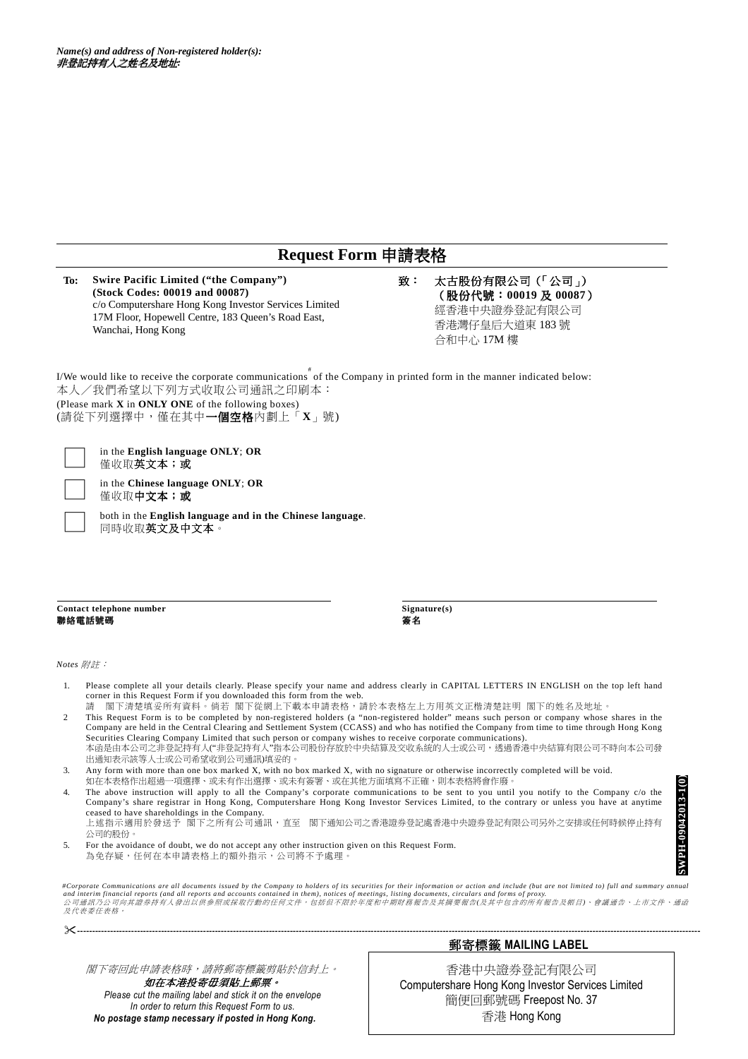*Name(s) and address of Non-registered holder(s):*
***非登記持有人之姓名及地址:***

# Request Form 申請表格

**To: Swire Pacific Limited ("the Company")**
**(Stock Codes: 00019 and 00087)**
c/o Computershare Hong Kong Investor Services Limited
17M Floor, Hopewell Centre, 183 Queen's Road East,
Wanchai, Hong Kong

**致： 太古股份有限公司（「公司」）**
**（股份代號：00019 及 00087）**
經香港中央證券登記有限公司
香港灣仔皇后大道東 183 號
合和中心 17M 樓

I/We would like to receive the corporate communications# of the Company in printed form in the manner indicated below:
本人／我們希望以下列方式收取公司通訊之印刷本：
(Please mark **X** in **ONLY ONE** of the following boxes)
(請從下列選擇中，僅在其中**一個空格**內劃上「**X**」號)

☐ in the **English language ONLY**; **OR**
僅收取**英文本；或**

☐ in the **Chinese language ONLY**; **OR**
僅收取**中文本；或**

☐ both in the **English language and in the Chinese language**.
同時收取**英文及中文本**。

**Contact telephone number**
**聯絡電話號碼**

**Signature(s)**
**簽名**

*Notes 附註：*

1. Please complete all your details clearly. Please specify your name and address clearly in CAPITAL LETTERS IN ENGLISH on the top left hand corner in this Request Form if you downloaded this form from the web.
請 閣下清楚填妥所有資料。倘若 閣下從網上下載本申請表格，請於本表格左上方用英文正楷清楚註明 閣下的姓名及地址。
2. This Request Form is to be completed by non-registered holders (a "non-registered holder" means such person or company whose shares in the Company are held in the Central Clearing and Settlement System (CCASS) and who has notified the Company from time to time through Hong Kong Securities Clearing Company Limited that such person or company wishes to receive corporate communications).
本函是由本公司之非登記持有人("非登記持有人"指本公司股份存放於中央結算及交收系統的人士或公司，透過香港中央結算有限公司不時向本公司發出通知表示該等人士或公司希望收到公司通訊)填妥的。
3. Any form with more than one box marked X, with no box marked X, with no signature or otherwise incorrectly completed will be void.
如在本表格作出超過一項選擇、或未有作出選擇、或未有簽署、或在其他方面填寫不正確，則本表格將會作廢。
4. The above instruction will apply to all the Company's corporate communications to be sent to you until you notify to the Company c/o the Company's share registrar in Hong Kong, Computershare Hong Kong Investor Services Limited, to the contrary or unless you have at anytime ceased to have shareholdings in the Company.
上述指示適用於發送予 閣下之所有公司通訊，直至 閣下通知公司之香港證券登記處香港中央證券登記有限公司另外之安排或任何時候停止持有公司的股份。
5. For the avoidance of doubt, we do not accept any other instruction given on this Request Form.
為免存疑，任何在本申請表格上的額外指示，公司將不予處理。

*#Corporate Communications are all documents issued by the Company to holders of its securities for their information or action and include (but are not limited to) full and summary annual and interim financial reports (and all reports and accounts contained in them), notices of meetings, listing documents, circulars and forms of proxy.*
*公司通訊乃公司向其證券持有人發出以供參照或採取行動的任何文件，包括但不限於年度和中期財務報告及其摘要報告(及其中包含的所有報告及賬目)、會議通告、上市文件、通函及代表委任表格。*

SWPH-09042013-1(0)

**郵寄標籤 MAILING LABEL**

*閣下寄回此申請表格時，請將郵寄標籤剪貼於信封上。*
***如在本港投寄毋須貼上郵票。***
*Please cut the mailing label and stick it on the envelope*
*In order to return this Request Form to us.*
***No postage stamp necessary if posted in Hong Kong.***

香港中央證券登記有限公司
Computershare Hong Kong Investor Services Limited
簡便回郵號碼 Freepost No. 37
香港 Hong Kong